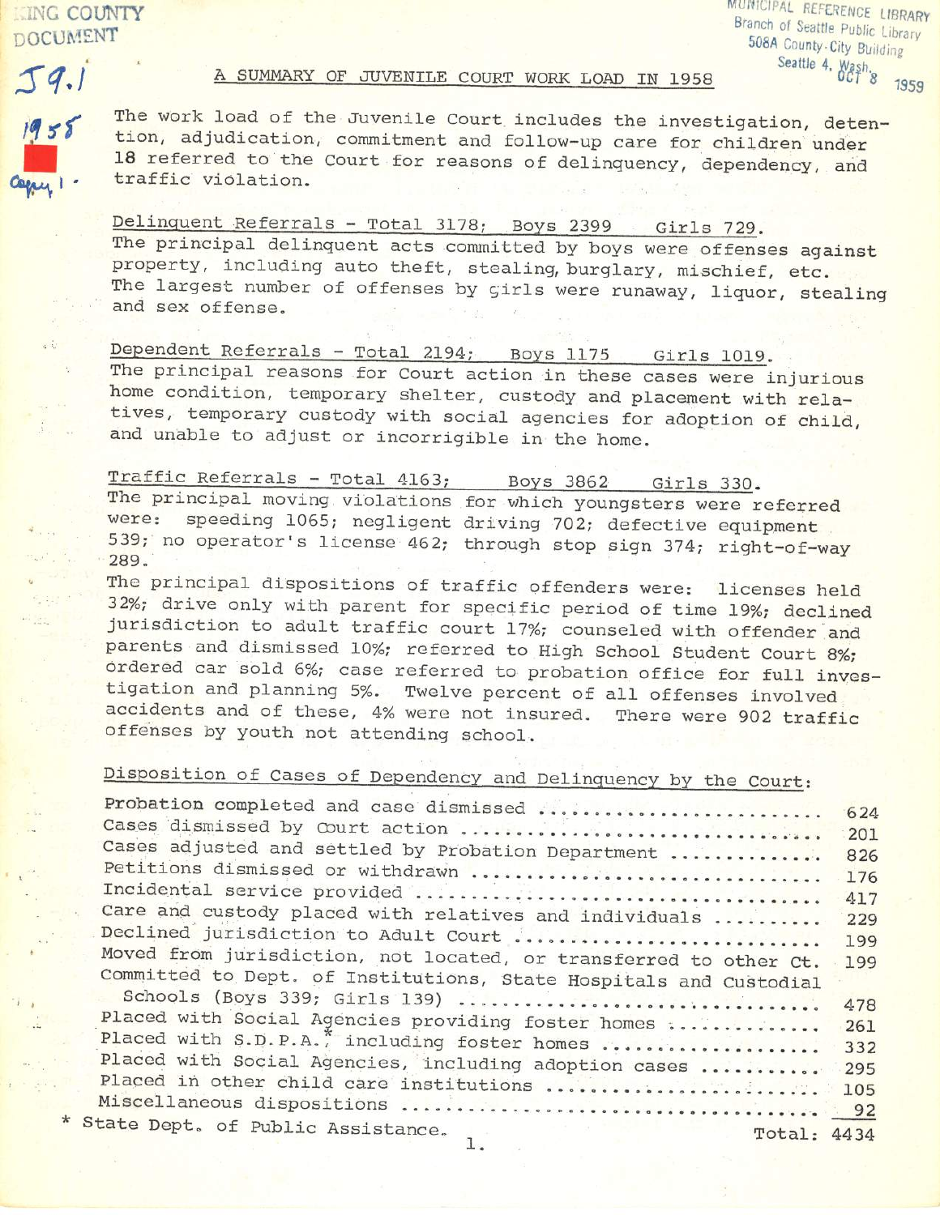KING COUNTY DOCUMENT

MUNICIPAL REFERENCE LIBRARY
Branch of Seattle Public Library
508A County-City Building
Seattle 4, Wash.
OCT 8 1959

J9.1
1958
Copy 1.

# A SUMMARY OF JUVENILE COURT WORK LOAD IN 1958

The work load of the Juvenile Court includes the investigation, detention, adjudication, commitment and follow-up care for children under 18 referred to the Court for reasons of delinquency, dependency, and traffic violation.

**Delinquent Referrals - Total 3178; Boys 2399 Girls 729.**
The principal delinquent acts committed by boys were offenses against property, including auto theft, stealing, burglary, mischief, etc. The largest number of offenses by girls were runaway, liquor, stealing and sex offense.

**Dependent Referrals - Total 2194; Boys 1175 Girls 1019.**
The principal reasons for Court action in these cases were injurious home condition, temporary shelter, custody and placement with relatives, temporary custody with social agencies for adoption of child, and unable to adjust or incorrigible in the home.

**Traffic Referrals - Total 4163; Boys 3862 Girls 330.**
The principal moving violations for which youngsters were referred were: speeding 1065; negligent driving 702; defective equipment 539; no operator's license 462; through stop sign 374; right-of-way 289.

The principal dispositions of traffic offenders were: licenses held 32%; drive only with parent for specific period of time 19%; declined jurisdiction to adult traffic court 17%; counseled with offender and parents and dismissed 10%; referred to High School Student Court 8%; ordered car sold 6%; case referred to probation office for full investigation and planning 5%. Twelve percent of all offenses involved accidents and of these, 4% were not insured. There were 902 traffic offenses by youth not attending school.

**Disposition of Cases of Dependency and Delinquency by the Court:**

| Disposition | Number |
|---|---|
| Probation completed and case dismissed | 624 |
| Cases dismissed by Court action | 201 |
| Cases adjusted and settled by Probation Department | 826 |
| Petitions dismissed or withdrawn | 176 |
| Incidental service provided | 417 |
| Care and custody placed with relatives and individuals | 229 |
| Declined jurisdiction to Adult Court | 199 |
| Moved from jurisdiction, not located, or transferred to other Ct. | 199 |
| Committed to Dept. of Institutions, State Hospitals and Custodial Schools (Boys 339; Girls 139) | 478 |
| Placed with Social Agencies providing foster homes | 261 |
| Placed with S.D.P.A.* including foster homes | 332 |
| Placed with Social Agencies, including adoption cases | 295 |
| Placed in other child care institutions | 105 |
| Miscellaneous dispositions | 92 |
| Total: | 4434 |

\* State Dept. of Public Assistance.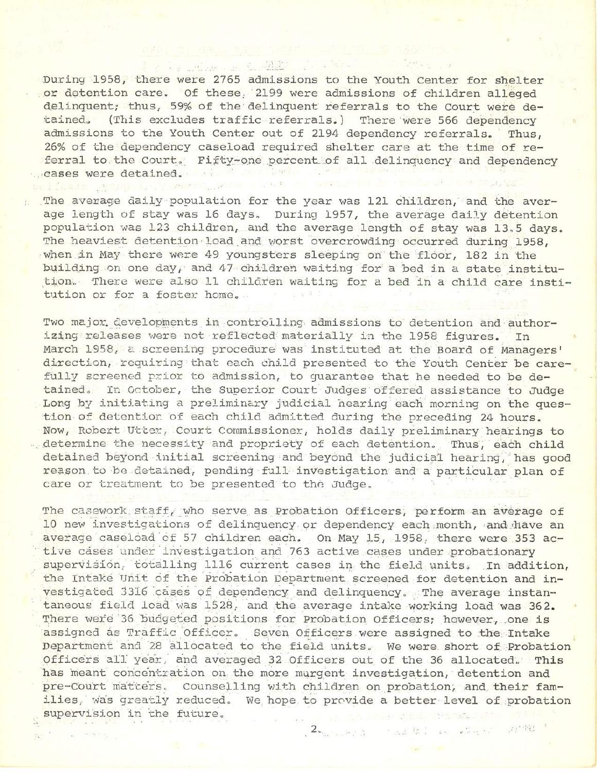During 1958, there were 2765 admissions to the Youth Center for shelter or detention care. Of these, 2199 were admissions of children alleged delinquent; thus, 59% of the delinquent referrals to the Court were detained. (This excludes traffic referrals.) There were 566 dependency admissions to the Youth Center out of 2194 dependency referrals. Thus, 26% of the dependency caseload required shelter care at the time of referral to the Court. Fifty-one percent of all delinquency and dependency cases were detained.

The average daily population for the year was 121 children, and the average length of stay was 16 days. During 1957, the average daily detention population was 123 children, and the average length of stay was 13.5 days. The heaviest detention load and worst overcrowding occurred during 1958, when in May there were 49 youngsters sleeping on the floor, 182 in the building on one day, and 47 children waiting for a bed in a state institution. There were also 11 children waiting for a bed in a child care institution or for a foster home.

Two major developments in controlling admissions to detention and authorizing releases were not reflected materially in the 1958 figures. In March 1958, a screening procedure was instituted at the Board of Managers' direction, requiring that each child presented to the Youth Center be carefully screened prior to admission, to guarantee that he needed to be detained. In October, the Superior Court Judges offered assistance to Judge Long by initiating a preliminary judicial hearing each morning on the question of detention of each child admitted during the preceding 24 hours. Now, Robert Utter, Court Commissioner, holds daily preliminary hearings to determine the necessity and propriety of each detention. Thus, each child detained beyond initial screening and beyond the judicial hearing, has good reason to be detained, pending full investigation and a particular plan of care or treatment to be presented to the Judge.

The casework staff, who serve as Probation Officers, perform an average of 10 new investigations of delinquency or dependency each month, and have an average caseload of 57 children each. On May 15, 1958, there were 353 active cases under investigation and 763 active cases under probationary supervision, totalling 1116 current cases in the field units. In addition, the Intake Unit of the Probation Department screened for detention and investigated 3316 cases of dependency and delinquency. The average instantaneous field load was 1528, and the average intake working load was 362. There were 36 budgeted positions for Probation Officers; however, one is assigned as Traffic Officer. Seven Officers were assigned to the Intake Department and 28 allocated to the field units. We were short of Probation Officers all year, and averaged 32 Officers out of the 36 allocated. This has meant concentration on the more murgent investigation, detention and pre-Court matters. Counselling with children on probation, and their families, was greatly reduced. We hope to provide a better level of probation supervision in the future.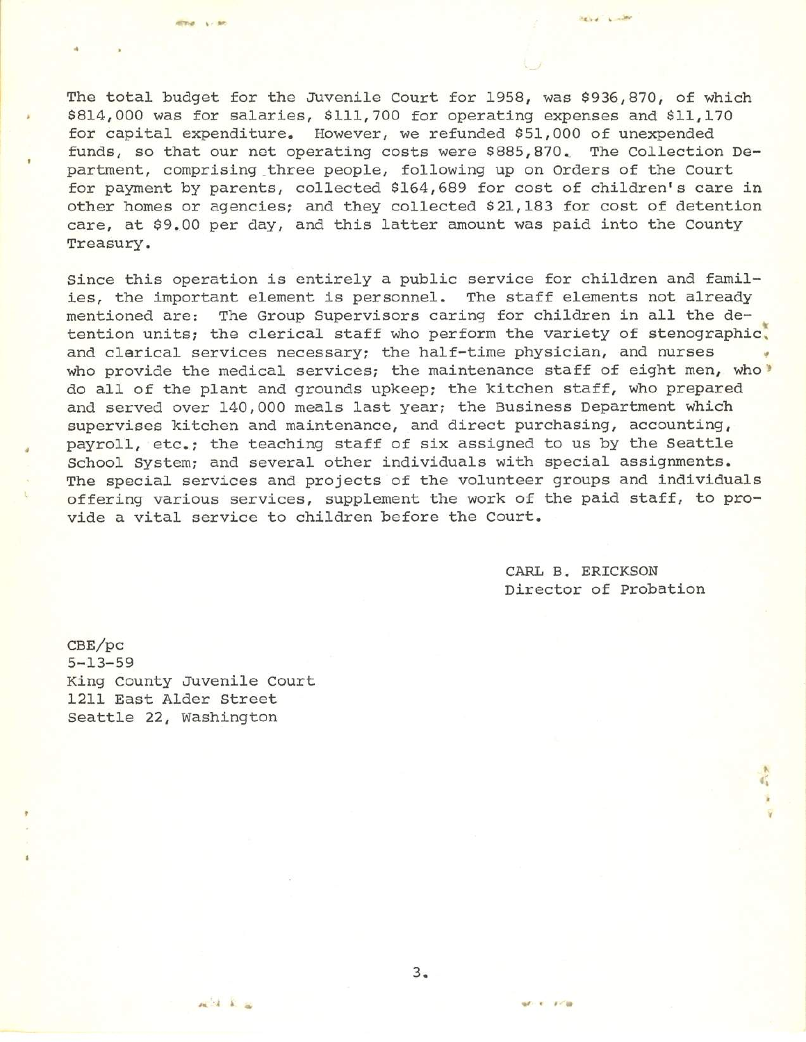The total budget for the Juvenile Court for 1958, was $936,870, of which $814,000 was for salaries, $111,700 for operating expenses and $11,170 for capital expenditure. However, we refunded $51,000 of unexpended funds, so that our net operating costs were $885,870. The Collection Department, comprising three people, following up on Orders of the Court for payment by parents, collected $164,689 for cost of children's care in other homes or agencies; and they collected $21,183 for cost of detention care, at $9.00 per day, and this latter amount was paid into the County Treasury.

Since this operation is entirely a public service for children and families, the important element is personnel. The staff elements not already mentioned are: The Group Supervisors caring for children in all the detention units; the clerical staff who perform the variety of stenographic, and clerical services necessary; the half-time physician, and nurses who provide the medical services; the maintenance staff of eight men, who do all of the plant and grounds upkeep; the kitchen staff, who prepared and served over 140,000 meals last year; the Business Department which supervises kitchen and maintenance, and direct purchasing, accounting, payroll, etc.; the teaching staff of six assigned to us by the Seattle School System; and several other individuals with special assignments. The special services and projects of the volunteer groups and individuals offering various services, supplement the work of the paid staff, to provide a vital service to children before the Court.

CARL B. ERICKSON
Director of Probation

CBE/pc
5-13-59
King County Juvenile Court
1211 East Alder Street
Seattle 22, Washington